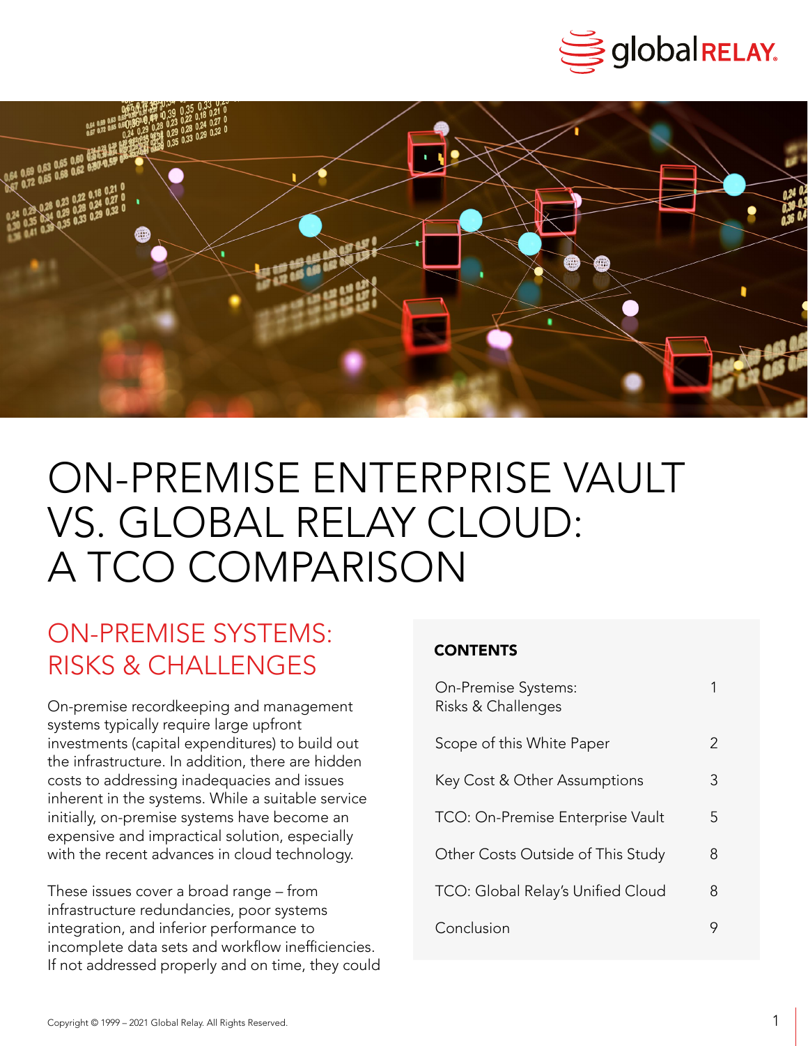# ON-PREMISE ENTERPRISE VAULT VS. GLOBAL RELAY CLOUD: A TCO COMPARISON

## ON-PREMISE SYSTEMS: RISKS & CHALLENGES

On-premise recordkeeping and management systems typically require large upfront investments (capital expenditures) to build out the infrastructure. In addition, there are hidden costs to addressing inadequacies and issues inherent in the systems. While a suitable service initially, on-premise systems have become an expensive and impractical solution, especially with the recent advances in cloud technology.

These issues cover a broad range – from infrastructure redundancies, poor systems integration, and inferior performance to incomplete data sets and workflow inefficiencies. If not addressed properly and on time, they could

**CONTENTS**

| | |
|---|---|
| On-Premise Systems: Risks & Challenges | 1 |
| Scope of this White Paper | 2 |
| Key Cost & Other Assumptions | 3 |
| TCO: On-Premise Enterprise Vault | 5 |
| Other Costs Outside of This Study | 8 |
| TCO: Global Relay's Unified Cloud | 8 |
| Conclusion | 9 |

Copyright © 1999 – 2021 Global Relay. All Rights Reserved.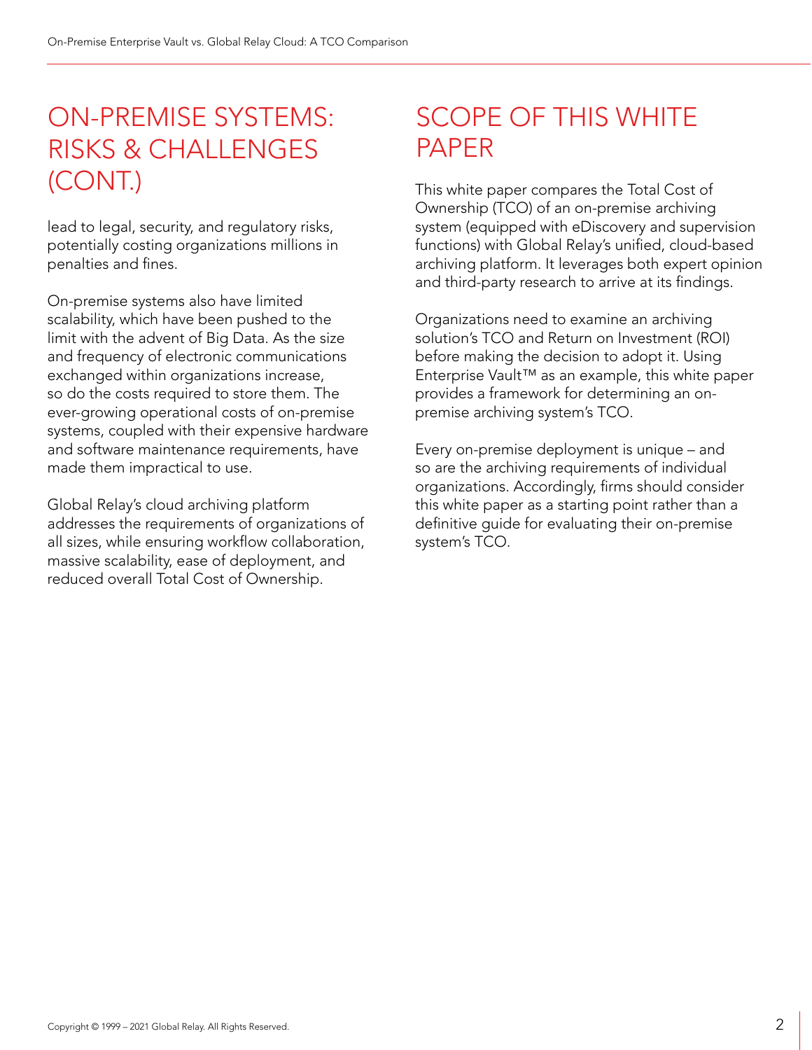## ON-PREMISE SYSTEMS: RISKS & CHALLENGES (CONT.)

lead to legal, security, and regulatory risks, potentially costing organizations millions in penalties and fines.

On-premise systems also have limited scalability, which have been pushed to the limit with the advent of Big Data. As the size and frequency of electronic communications exchanged within organizations increase, so do the costs required to store them. The ever-growing operational costs of on-premise systems, coupled with their expensive hardware and software maintenance requirements, have made them impractical to use.

Global Relay's cloud archiving platform addresses the requirements of organizations of all sizes, while ensuring workflow collaboration, massive scalability, ease of deployment, and reduced overall Total Cost of Ownership.

## SCOPE OF THIS WHITE PAPER

This white paper compares the Total Cost of Ownership (TCO) of an on-premise archiving system (equipped with eDiscovery and supervision functions) with Global Relay's unified, cloud-based archiving platform. It leverages both expert opinion and third-party research to arrive at its findings.

Organizations need to examine an archiving solution's TCO and Return on Investment (ROI) before making the decision to adopt it. Using Enterprise Vault™ as an example, this white paper provides a framework for determining an on-premise archiving system's TCO.

Every on-premise deployment is unique – and so are the archiving requirements of individual organizations. Accordingly, firms should consider this white paper as a starting point rather than a definitive guide for evaluating their on-premise system's TCO.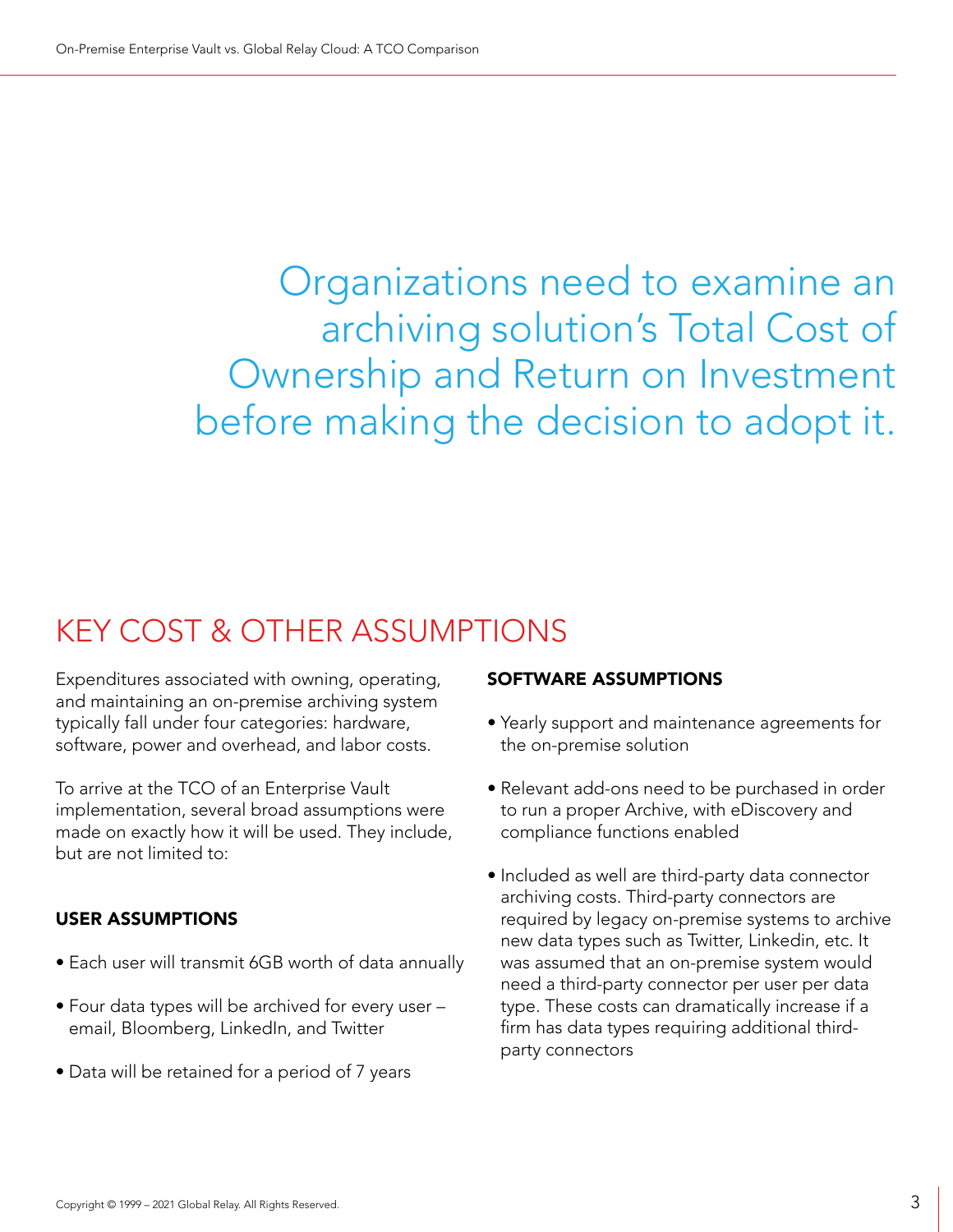Organizations need to examine an archiving solution's Total Cost of Ownership and Return on Investment before making the decision to adopt it.

## KEY COST & OTHER ASSUMPTIONS

Expenditures associated with owning, operating, and maintaining an on-premise archiving system typically fall under four categories: hardware, software, power and overhead, and labor costs.

To arrive at the TCO of an Enterprise Vault implementation, several broad assumptions were made on exactly how it will be used. They include, but are not limited to:

### USER ASSUMPTIONS

- Each user will transmit 6GB worth of data annually
- Four data types will be archived for every user – email, Bloomberg, LinkedIn, and Twitter
- Data will be retained for a period of 7 years

### SOFTWARE ASSUMPTIONS

- Yearly support and maintenance agreements for the on-premise solution
- Relevant add-ons need to be purchased in order to run a proper Archive, with eDiscovery and compliance functions enabled
- Included as well are third-party data connector archiving costs. Third-party connectors are required by legacy on-premise systems to archive new data types such as Twitter, Linkedin, etc. It was assumed that an on-premise system would need a third-party connector per user per data type. These costs can dramatically increase if a firm has data types requiring additional third-party connectors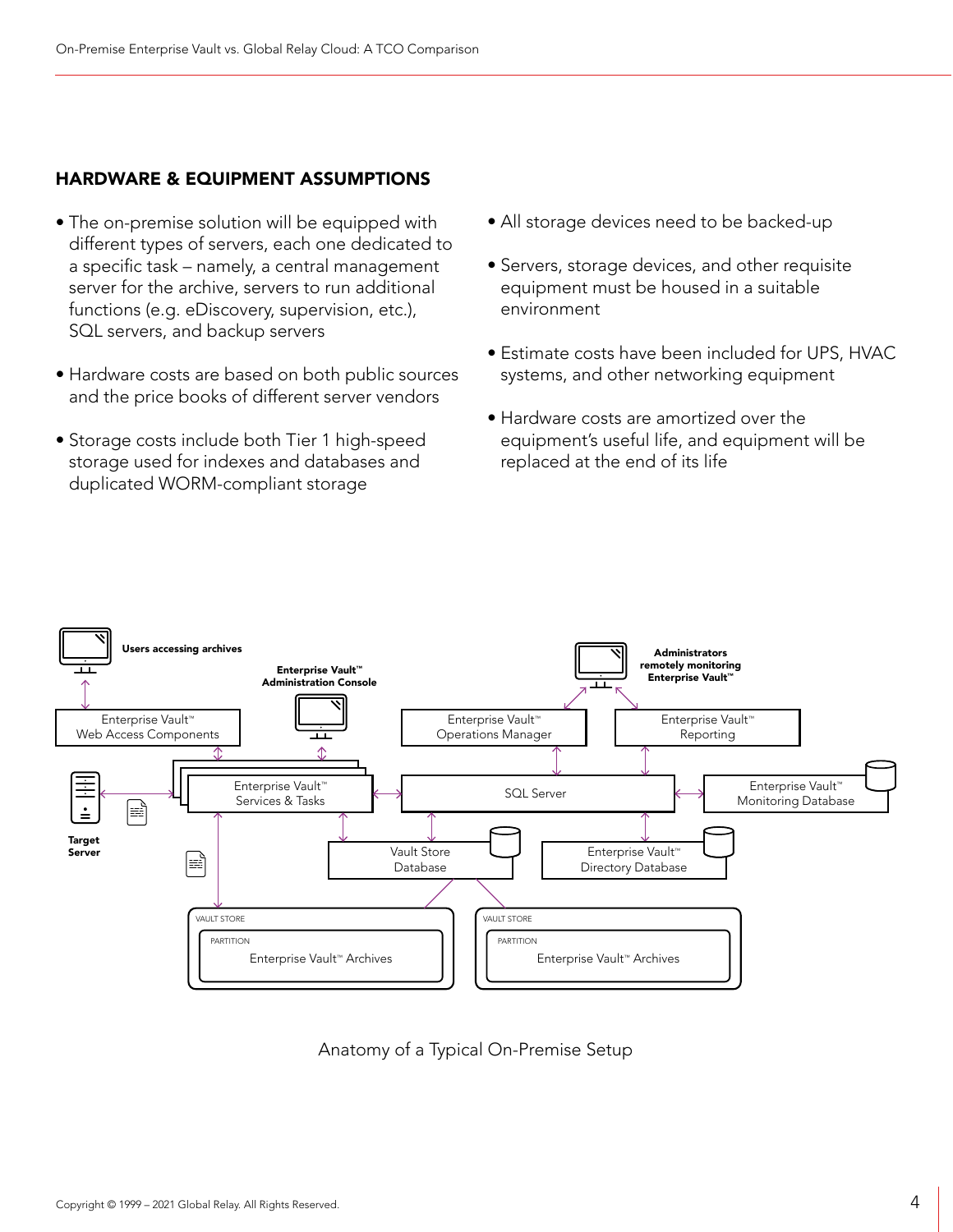## HARDWARE & EQUIPMENT ASSUMPTIONS

- The on-premise solution will be equipped with different types of servers, each one dedicated to a specific task – namely, a central management server for the archive, servers to run additional functions (e.g. eDiscovery, supervision, etc.), SQL servers, and backup servers
- Hardware costs are based on both public sources and the price books of different server vendors
- Storage costs include both Tier 1 high-speed storage used for indexes and databases and duplicated WORM-compliant storage
- All storage devices need to be backed-up
- Servers, storage devices, and other requisite equipment must be housed in a suitable environment
- Estimate costs have been included for UPS, HVAC systems, and other networking equipment
- Hardware costs are amortized over the equipment's useful life, and equipment will be replaced at the end of its life

Anatomy of a Typical On-Premise Setup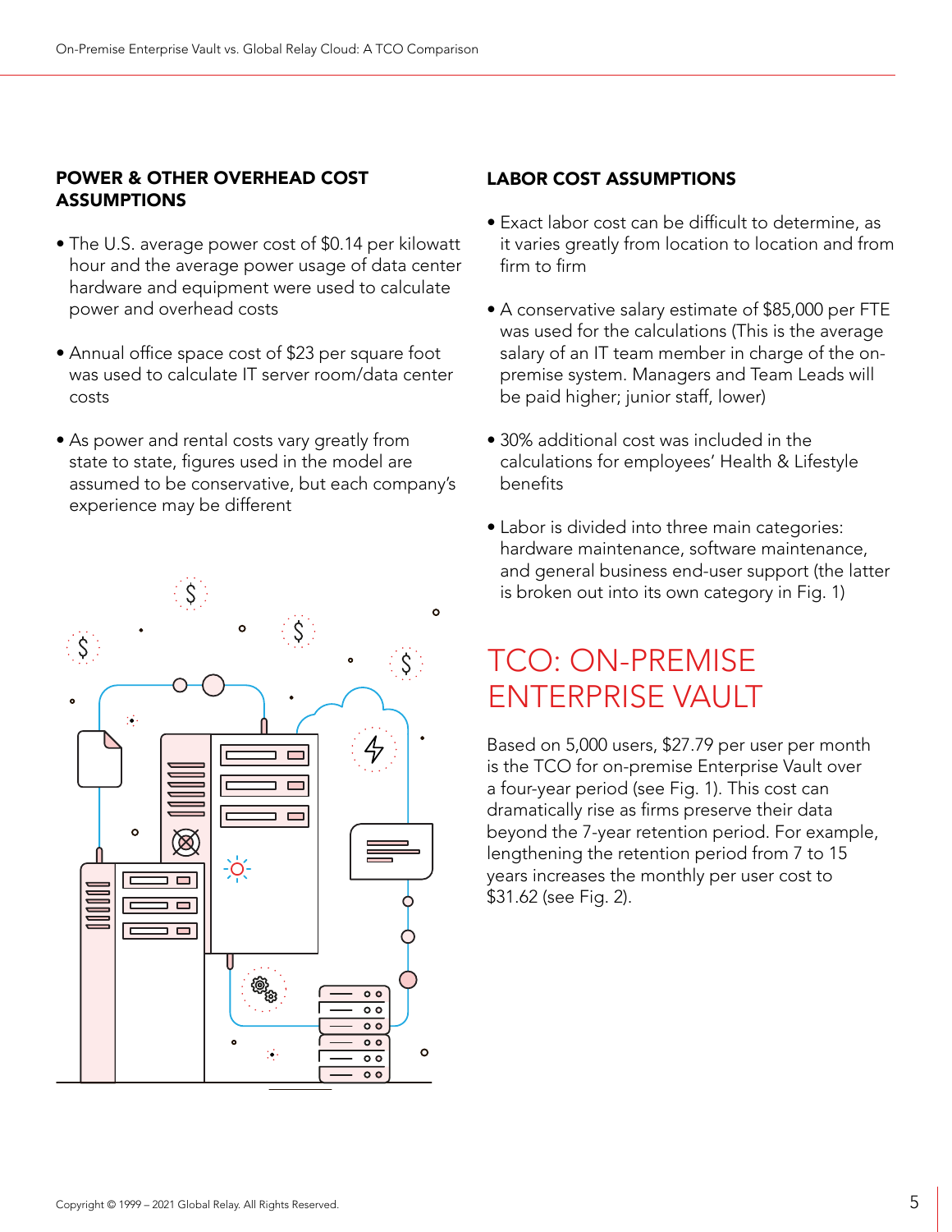## POWER & OTHER OVERHEAD COST ASSUMPTIONS

- The U.S. average power cost of $0.14 per kilowatt hour and the average power usage of data center hardware and equipment were used to calculate power and overhead costs
- Annual office space cost of $23 per square foot was used to calculate IT server room/data center costs
- As power and rental costs vary greatly from state to state, figures used in the model are assumed to be conservative, but each company's experience may be different

## LABOR COST ASSUMPTIONS

- Exact labor cost can be difficult to determine, as it varies greatly from location to location and from firm to firm
- A conservative salary estimate of $85,000 per FTE was used for the calculations (This is the average salary of an IT team member in charge of the on-premise system. Managers and Team Leads will be paid higher; junior staff, lower)
- 30% additional cost was included in the calculations for employees' Health & Lifestyle benefits
- Labor is divided into three main categories: hardware maintenance, software maintenance, and general business end-user support (the latter is broken out into its own category in Fig. 1)

# TCO: ON-PREMISE ENTERPRISE VAULT

Based on 5,000 users, $27.79 per user per month is the TCO for on-premise Enterprise Vault over a four-year period (see Fig. 1). This cost can dramatically rise as firms preserve their data beyond the 7-year retention period. For example, lengthening the retention period from 7 to 15 years increases the monthly per user cost to $31.62 (see Fig. 2).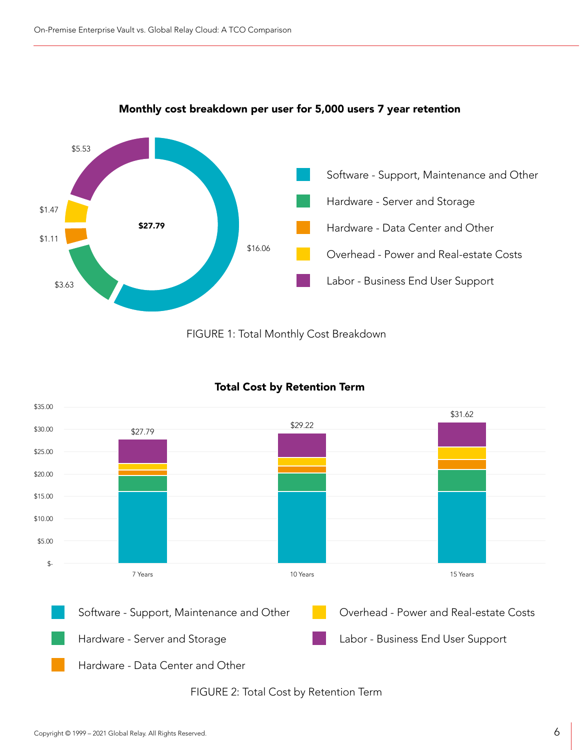**Monthly cost breakdown per user for 5,000 users 7 year retention**

| Category | Cost |
|---|---|
| Software - Support, Maintenance and Other | $16.06 |
| Hardware - Server and Storage | $3.63 |
| Hardware - Data Center and Other | $1.11 |
| Overhead - Power and Real-estate Costs | $1.47 |
| Labor - Business End User Support | $5.53 |
| **Total** | **$27.79** |

FIGURE 1: Total Monthly Cost Breakdown

**Total Cost by Retention Term**

| Retention Term | Total |
|---|---|
| 7 Years | $27.79 |
| 10 Years | $29.22 |
| 15 Years | $31.62 |

Legend: Software - Support, Maintenance and Other; Hardware - Server and Storage; Hardware - Data Center and Other; Overhead - Power and Real-estate Costs; Labor - Business End User Support

FIGURE 2: Total Cost by Retention Term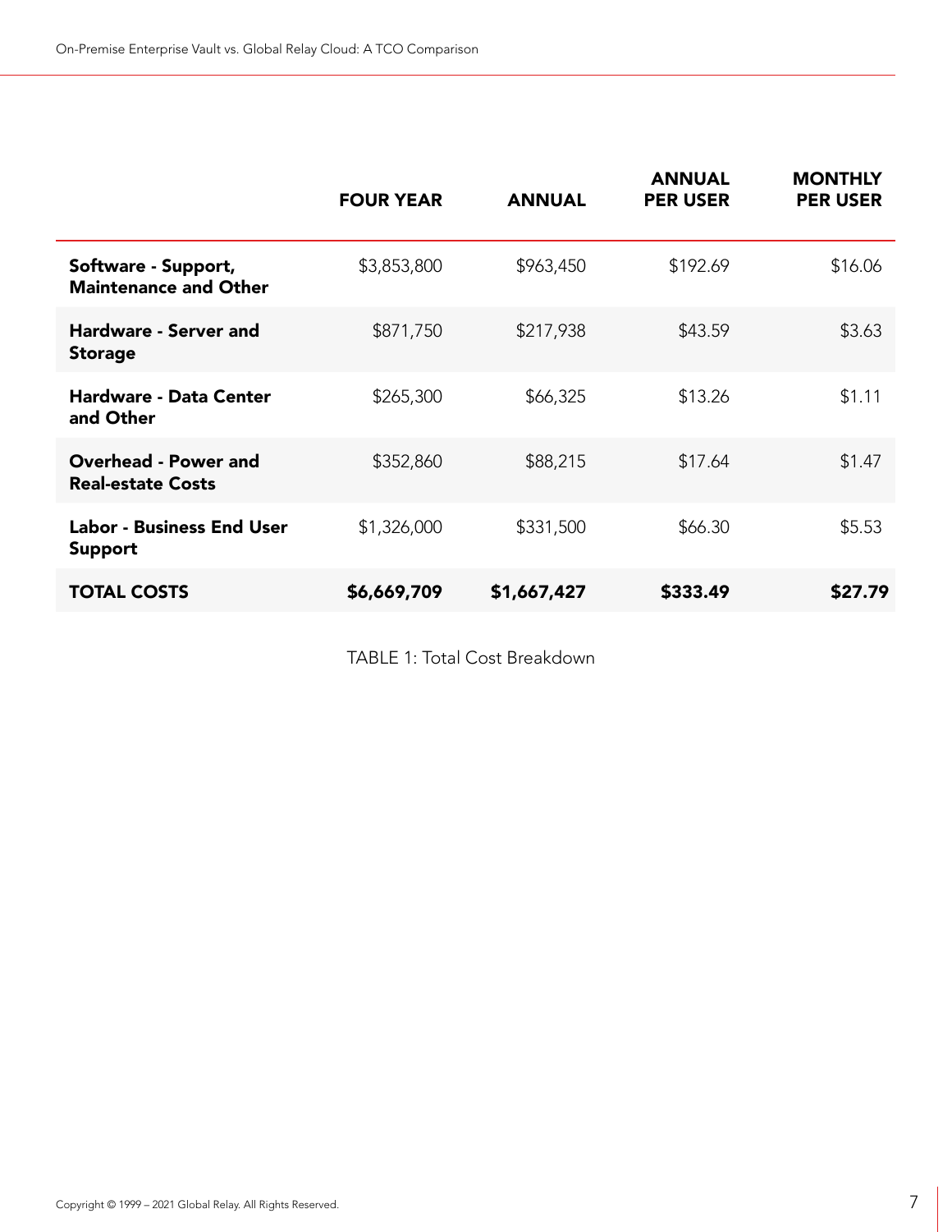| | FOUR YEAR | ANNUAL | ANNUAL PER USER | MONTHLY PER USER |
|---|---|---|---|---|
| **Software - Support, Maintenance and Other** | $3,853,800 | $963,450 | $192.69 | $16.06 |
| **Hardware - Server and Storage** | $871,750 | $217,938 | $43.59 | $3.63 |
| **Hardware - Data Center and Other** | $265,300 | $66,325 | $13.26 | $1.11 |
| **Overhead - Power and Real-estate Costs** | $352,860 | $88,215 | $17.64 | $1.47 |
| **Labor - Business End User Support** | $1,326,000 | $331,500 | $66.30 | $5.53 |
| **TOTAL COSTS** | **$6,669,709** | **$1,667,427** | **$333.49** | **$27.79** |

TABLE 1: Total Cost Breakdown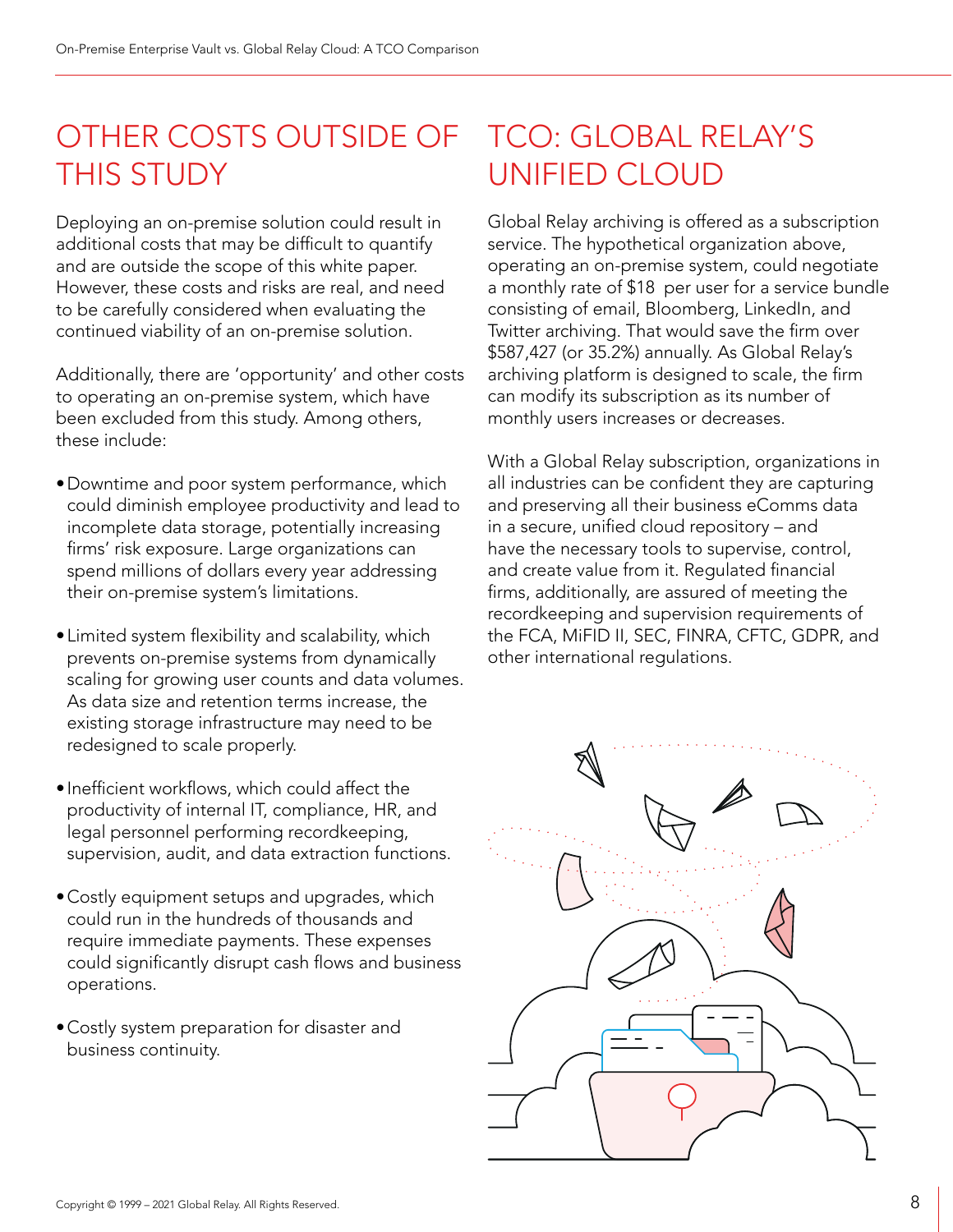## OTHER COSTS OUTSIDE OF THIS STUDY

Deploying an on-premise solution could result in additional costs that may be difficult to quantify and are outside the scope of this white paper. However, these costs and risks are real, and need to be carefully considered when evaluating the continued viability of an on-premise solution.

Additionally, there are 'opportunity' and other costs to operating an on-premise system, which have been excluded from this study. Among others, these include:

- Downtime and poor system performance, which could diminish employee productivity and lead to incomplete data storage, potentially increasing firms' risk exposure. Large organizations can spend millions of dollars every year addressing their on-premise system's limitations.
- Limited system flexibility and scalability, which prevents on-premise systems from dynamically scaling for growing user counts and data volumes. As data size and retention terms increase, the existing storage infrastructure may need to be redesigned to scale properly.
- Inefficient workflows, which could affect the productivity of internal IT, compliance, HR, and legal personnel performing recordkeeping, supervision, audit, and data extraction functions.
- Costly equipment setups and upgrades, which could run in the hundreds of thousands and require immediate payments. These expenses could significantly disrupt cash flows and business operations.
- Costly system preparation for disaster and business continuity.

## TCO: GLOBAL RELAY'S UNIFIED CLOUD

Global Relay archiving is offered as a subscription service. The hypothetical organization above, operating an on-premise system, could negotiate a monthly rate of $18 per user for a service bundle consisting of email, Bloomberg, LinkedIn, and Twitter archiving. That would save the firm over $587,427 (or 35.2%) annually. As Global Relay's archiving platform is designed to scale, the firm can modify its subscription as its number of monthly users increases or decreases.

With a Global Relay subscription, organizations in all industries can be confident they are capturing and preserving all their business eComms data in a secure, unified cloud repository – and have the necessary tools to supervise, control, and create value from it. Regulated financial firms, additionally, are assured of meeting the recordkeeping and supervision requirements of the FCA, MiFID II, SEC, FINRA, CFTC, GDPR, and other international regulations.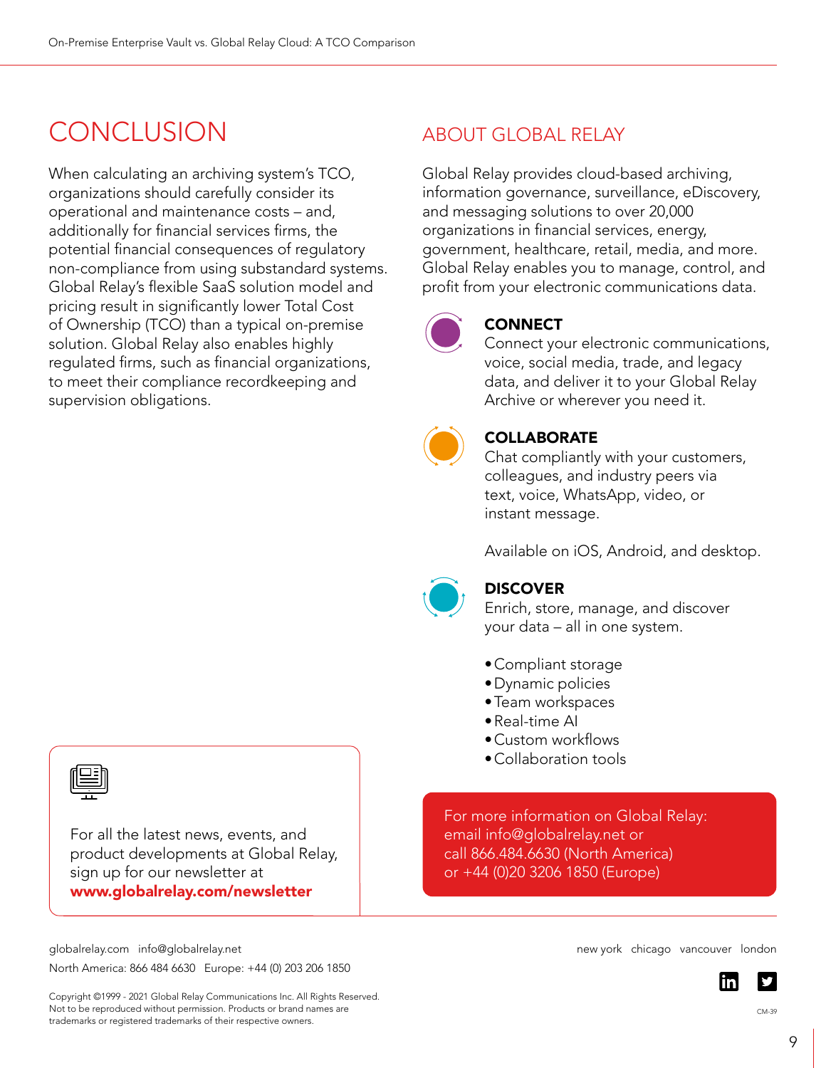# CONCLUSION

When calculating an archiving system's TCO, organizations should carefully consider its operational and maintenance costs – and, additionally for financial services firms, the potential financial consequences of regulatory non-compliance from using substandard systems. Global Relay's flexible SaaS solution model and pricing result in significantly lower Total Cost of Ownership (TCO) than a typical on-premise solution. Global Relay also enables highly regulated firms, such as financial organizations, to meet their compliance recordkeeping and supervision obligations.

For all the latest news, events, and product developments at Global Relay, sign up for our newsletter at **www.globalrelay.com/newsletter**

## ABOUT GLOBAL RELAY

Global Relay provides cloud-based archiving, information governance, surveillance, eDiscovery, and messaging solutions to over 20,000 organizations in financial services, energy, government, healthcare, retail, media, and more. Global Relay enables you to manage, control, and profit from your electronic communications data.

### CONNECT

Connect your electronic communications, voice, social media, trade, and legacy data, and deliver it to your Global Relay Archive or wherever you need it.

### COLLABORATE

Chat compliantly with your customers, colleagues, and industry peers via text, voice, WhatsApp, video, or instant message.

Available on iOS, Android, and desktop.

### DISCOVER

Enrich, store, manage, and discover your data – all in one system.

- Compliant storage
- Dynamic policies
- Team workspaces
- Real-time AI
- Custom workflows
- Collaboration tools

For more information on Global Relay:
email info@globalrelay.net or
call 866.484.6630 (North America)
or +44 (0)20 3206 1850 (Europe)

globalrelay.com info@globalrelay.net
North America: 866 484 6630 Europe: +44 (0) 203 206 1850

new york chicago vancouver london

Copyright ©1999 - 2021 Global Relay Communications Inc. All Rights Reserved. Not to be reproduced without permission. Products or brand names are trademarks or registered trademarks of their respective owners.

CM-39